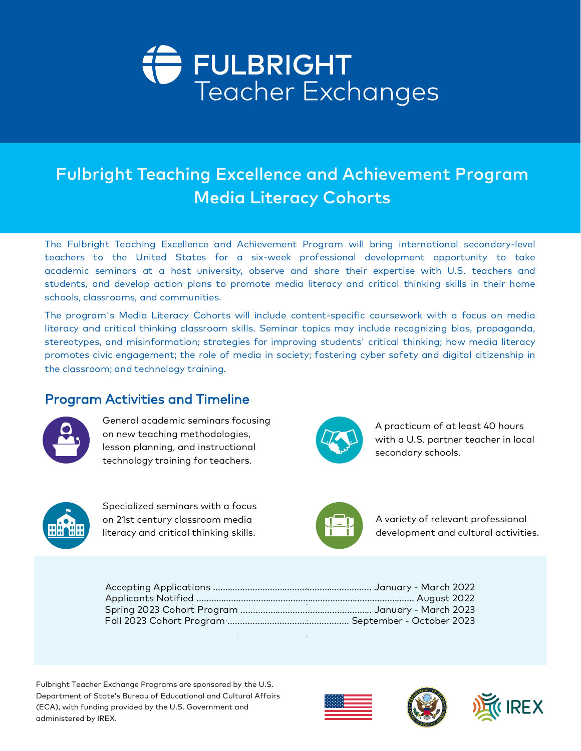# FULBRIGHT Teacher Exchanges

## Fulbright Teaching Excellence and Achievement Program Media Literacy Cohorts

The Fulbright Teaching Excellence and Achievement Program will bring international secondary-level teachers to the United States for a six-week professional development opportunity to take academic seminars at a host university, observe and share their expertise with U.S. teachers and students, and develop action plans to promote media literacy and critical thinking skills in their home schools, classrooms, and communities.

The program's Media Literacy Cohorts will include content-specific coursework with a focus on media literacy and critical thinking classroom skills. Seminar topics may include recognizing bias, propaganda, stereotypes, and misinformation; strategies for improving students' critical thinking; how media literacy promotes civic engagement; the role of media in society; fostering cyber safety and digital citizenship in the classroom; and technology training.

## Program Activities and Timeline

- General academic seminars focusing on new teaching methodologies, lesson planning, and instructional technology training for teachers.
- A practicum of at least 40 hours with a U.S. partner teacher in local secondary schools.
- Specialized seminars with a focus on 21st century classroom media literacy and critical thinking skills.
- A variety of relevant professional development and cultural activities.

| | |
|---|---|
| Accepting Applications | January - March 2022 |
| Applicants Notified | August 2022 |
| Spring 2023 Cohort Program | January - March 2023 |
| Fall 2023 Cohort Program | September - October 2023 |

Fulbright Teacher Exchange Programs are sponsored by the U.S. Department of State's Bureau of Educational and Cultural Affairs (ECA), with funding provided by the U.S. Government and administered by IREX.

IREX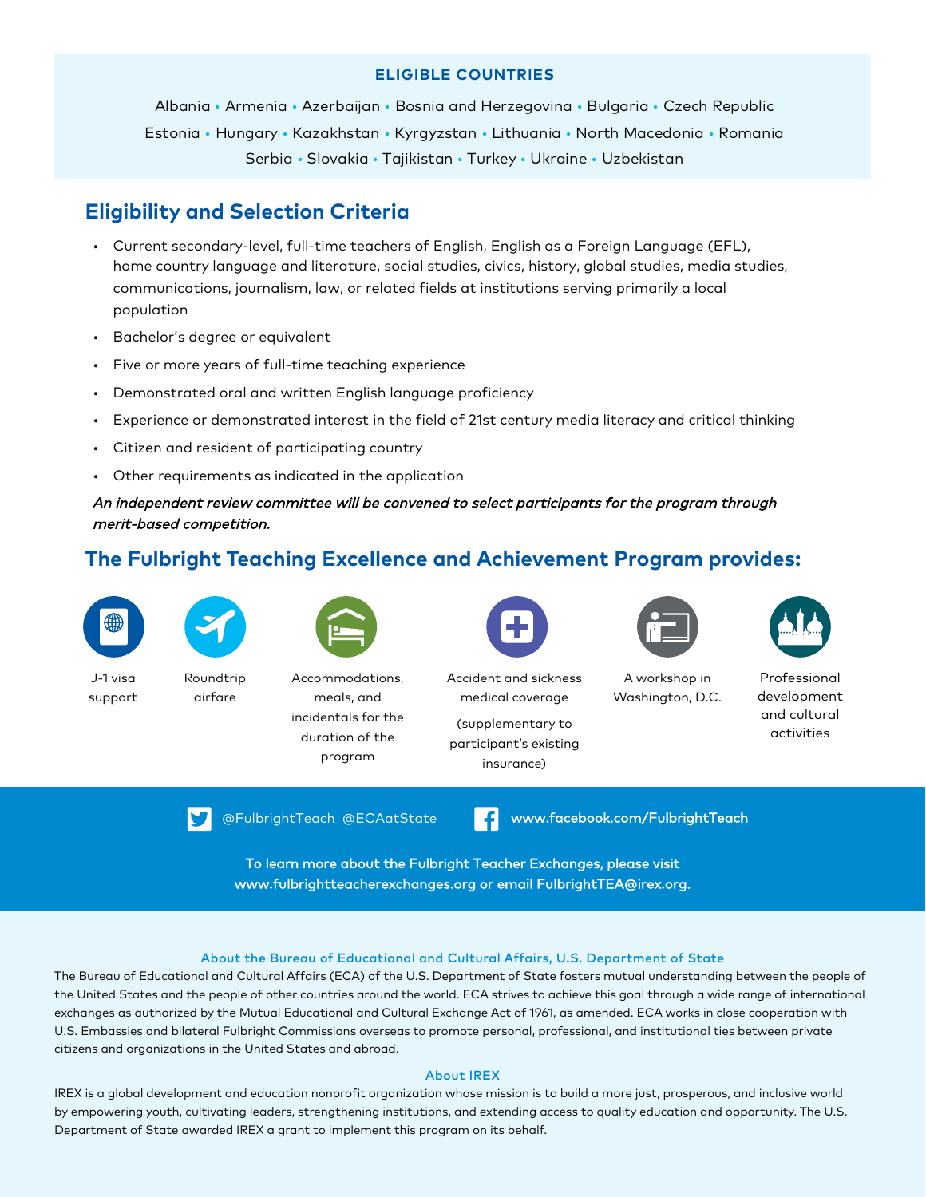**ELIGIBLE COUNTRIES**

Albania • Armenia • Azerbaijan • Bosnia and Herzegovina • Bulgaria • Czech Republic
Estonia • Hungary • Kazakhstan • Kyrgyzstan • Lithuania • North Macedonia • Romania
Serbia • Slovakia • Tajikistan • Turkey • Ukraine • Uzbekistan

## Eligibility and Selection Criteria

- Current secondary-level, full-time teachers of English, English as a Foreign Language (EFL), home country language and literature, social studies, civics, history, global studies, media studies, communications, journalism, law, or related fields at institutions serving primarily a local population
- Bachelor's degree or equivalent
- Five or more years of full-time teaching experience
- Demonstrated oral and written English language proficiency
- Experience or demonstrated interest in the field of 21st century media literacy and critical thinking
- Citizen and resident of participating country
- Other requirements as indicated in the application

***An independent review committee will be convened to select participants for the program through merit-based competition.***

## The Fulbright Teaching Excellence and Achievement Program provides:

- J-1 visa support
- Roundtrip airfare
- Accommodations, meals, and incidentals for the duration of the program
- Accident and sickness medical coverage (supplementary to participant's existing insurance)
- A workshop in Washington, D.C.
- Professional development and cultural activities

@FulbrightTeach @ECAatState   www.facebook.com/FulbrightTeach

**To learn more about the Fulbright Teacher Exchanges, please visit www.fulbrightteacherexchanges.org or email FulbrightTEA@irex.org.**

### About the Bureau of Educational and Cultural Affairs, U.S. Department of State

The Bureau of Educational and Cultural Affairs (ECA) of the U.S. Department of State fosters mutual understanding between the people of the United States and the people of other countries around the world. ECA strives to achieve this goal through a wide range of international exchanges as authorized by the Mutual Educational and Cultural Exchange Act of 1961, as amended. ECA works in close cooperation with U.S. Embassies and bilateral Fulbright Commissions overseas to promote personal, professional, and institutional ties between private citizens and organizations in the United States and abroad.

### About IREX

IREX is a global development and education nonprofit organization whose mission is to build a more just, prosperous, and inclusive world by empowering youth, cultivating leaders, strengthening institutions, and extending access to quality education and opportunity. The U.S. Department of State awarded IREX a grant to implement this program on its behalf.